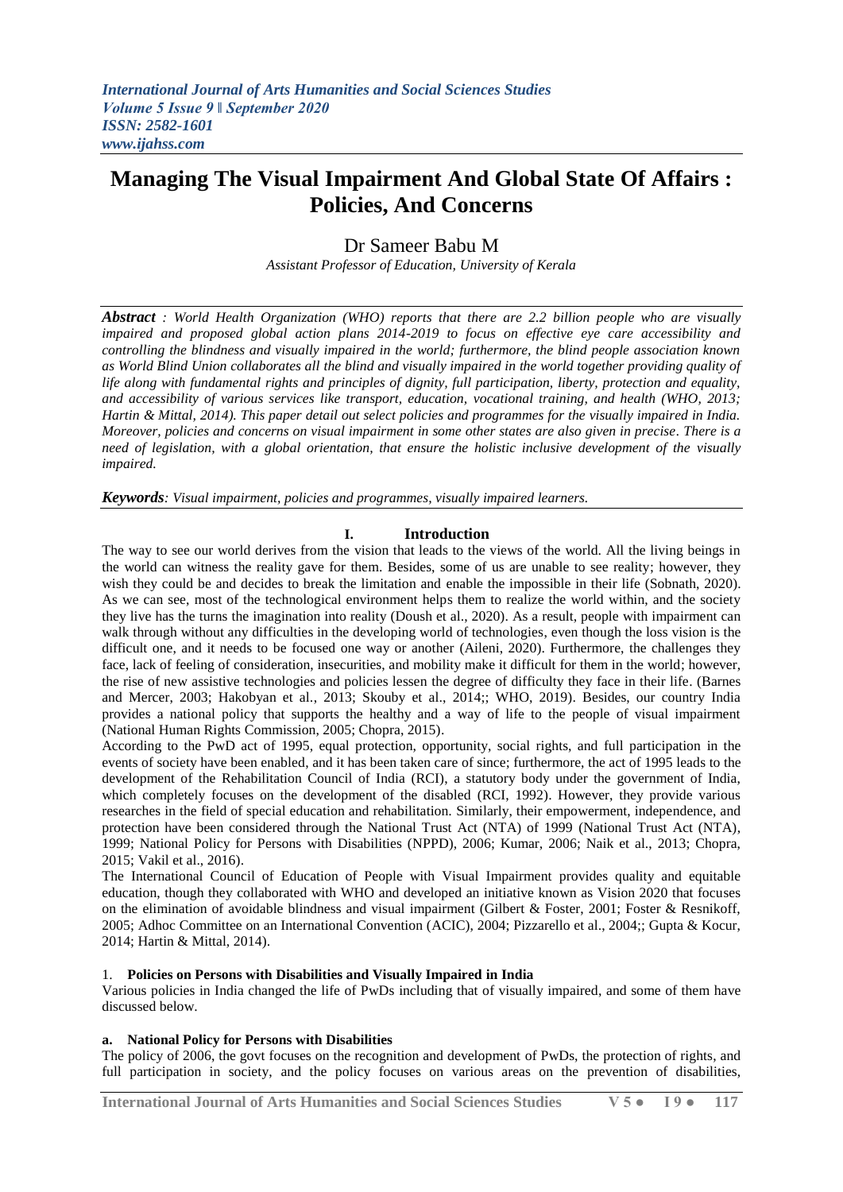*International Journal of Arts Humanities and Social Sciences Studies*
*Volume 5 Issue 9 ǁ September 2020*
*ISSN: 2582-1601*
*www.ijahss.com*

# Managing The Visual Impairment And Global State Of Affairs : Policies, And Concerns

Dr Sameer Babu M

*Assistant Professor of Education, University of Kerala*

***Abstract*** *: World Health Organization (WHO) reports that there are 2.2 billion people who are visually impaired and proposed global action plans 2014-2019 to focus on effective eye care accessibility and controlling the blindness and visually impaired in the world; furthermore, the blind people association known as World Blind Union collaborates all the blind and visually impaired in the world together providing quality of life along with fundamental rights and principles of dignity, full participation, liberty, protection and equality, and accessibility of various services like transport, education, vocational training, and health (WHO, 2013; Hartin & Mittal, 2014). This paper detail out select policies and programmes for the visually impaired in India. Moreover, policies and concerns on visual impairment in some other states are also given in precise. There is a need of legislation, with a global orientation, that ensure the holistic inclusive development of the visually impaired.*

***Keywords****: Visual impairment, policies and programmes, visually impaired learners.*

## I. Introduction

The way to see our world derives from the vision that leads to the views of the world. All the living beings in the world can witness the reality gave for them. Besides, some of us are unable to see reality; however, they wish they could be and decides to break the limitation and enable the impossible in their life (Sobnath, 2020). As we can see, most of the technological environment helps them to realize the world within, and the society they live has the turns the imagination into reality (Doush et al., 2020). As a result, people with impairment can walk through without any difficulties in the developing world of technologies, even though the loss vision is the difficult one, and it needs to be focused one way or another (Aileni, 2020). Furthermore, the challenges they face, lack of feeling of consideration, insecurities, and mobility make it difficult for them in the world; however, the rise of new assistive technologies and policies lessen the degree of difficulty they face in their life. (Barnes and Mercer, 2003; Hakobyan et al., 2013; Skouby et al., 2014;; WHO, 2019). Besides, our country India provides a national policy that supports the healthy and a way of life to the people of visual impairment (National Human Rights Commission, 2005; Chopra, 2015).

According to the PwD act of 1995, equal protection, opportunity, social rights, and full participation in the events of society have been enabled, and it has been taken care of since; furthermore, the act of 1995 leads to the development of the Rehabilitation Council of India (RCI), a statutory body under the government of India, which completely focuses on the development of the disabled (RCI, 1992). However, they provide various researches in the field of special education and rehabilitation. Similarly, their empowerment, independence, and protection have been considered through the National Trust Act (NTA) of 1999 (National Trust Act (NTA), 1999; National Policy for Persons with Disabilities (NPPD), 2006; Kumar, 2006; Naik et al., 2013; Chopra, 2015; Vakil et al., 2016).

The International Council of Education of People with Visual Impairment provides quality and equitable education, though they collaborated with WHO and developed an initiative known as Vision 2020 that focuses on the elimination of avoidable blindness and visual impairment (Gilbert & Foster, 2001; Foster & Resnikoff, 2005; Adhoc Committee on an International Convention (ACIC), 2004; Pizzarello et al., 2004;; Gupta & Kocur, 2014; Hartin & Mittal, 2014).

1. **Policies on Persons with Disabilities and Visually Impaired in India**

Various policies in India changed the life of PwDs including that of visually impaired, and some of them have discussed below.

**a. National Policy for Persons with Disabilities**

The policy of 2006, the govt focuses on the recognition and development of PwDs, the protection of rights, and full participation in society, and the policy focuses on various areas on the prevention of disabilities,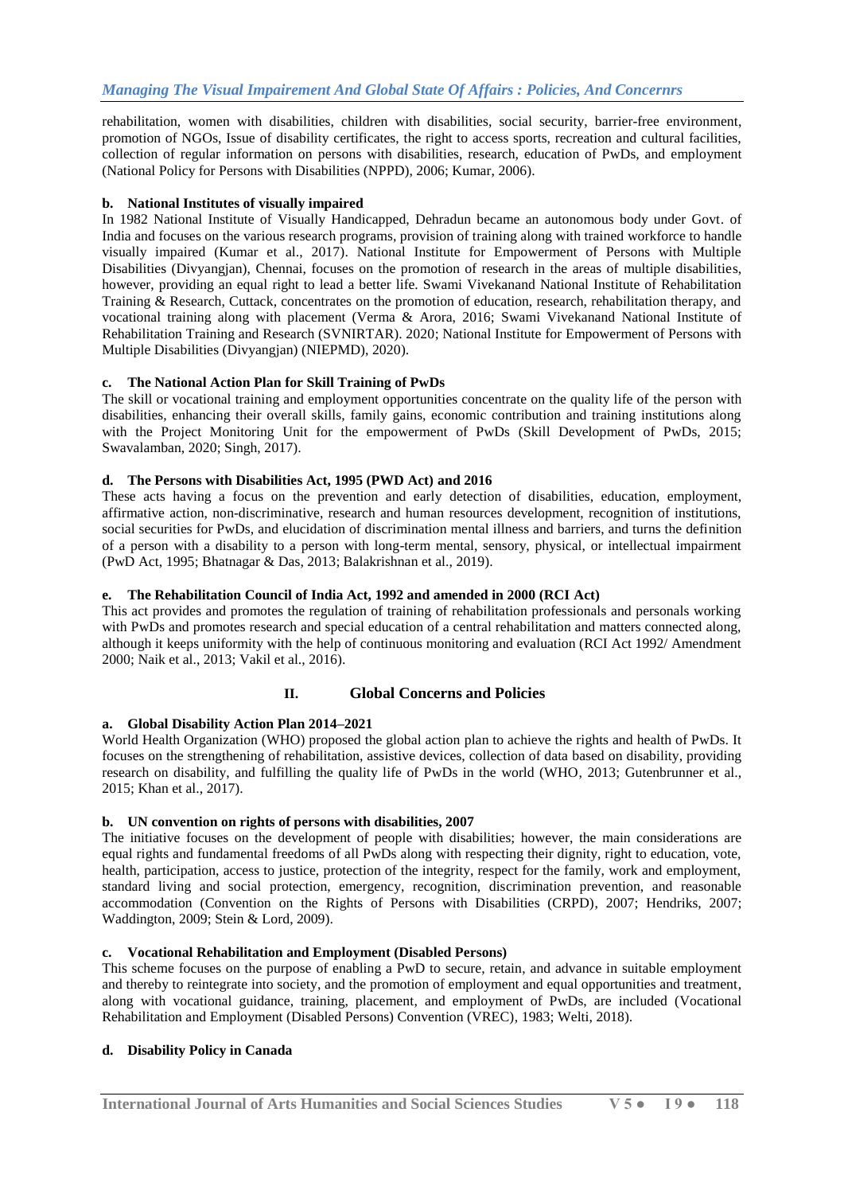rehabilitation, women with disabilities, children with disabilities, social security, barrier-free environment, promotion of NGOs, Issue of disability certificates, the right to access sports, recreation and cultural facilities, collection of regular information on persons with disabilities, research, education of PwDs, and employment (National Policy for Persons with Disabilities (NPPD), 2006; Kumar, 2006).

**b. National Institutes of visually impaired**

In 1982 National Institute of Visually Handicapped, Dehradun became an autonomous body under Govt. of India and focuses on the various research programs, provision of training along with trained workforce to handle visually impaired (Kumar et al., 2017). National Institute for Empowerment of Persons with Multiple Disabilities (Divyangjan), Chennai, focuses on the promotion of research in the areas of multiple disabilities, however, providing an equal right to lead a better life. Swami Vivekanand National Institute of Rehabilitation Training & Research, Cuttack, concentrates on the promotion of education, research, rehabilitation therapy, and vocational training along with placement (Verma & Arora, 2016; Swami Vivekanand National Institute of Rehabilitation Training and Research (SVNIRTAR). 2020; National Institute for Empowerment of Persons with Multiple Disabilities (Divyangjan) (NIEPMD), 2020).

**c. The National Action Plan for Skill Training of PwDs**

The skill or vocational training and employment opportunities concentrate on the quality life of the person with disabilities, enhancing their overall skills, family gains, economic contribution and training institutions along with the Project Monitoring Unit for the empowerment of PwDs (Skill Development of PwDs, 2015; Swavalamban, 2020; Singh, 2017).

**d. The Persons with Disabilities Act, 1995 (PWD Act) and 2016**

These acts having a focus on the prevention and early detection of disabilities, education, employment, affirmative action, non-discriminative, research and human resources development, recognition of institutions, social securities for PwDs, and elucidation of discrimination mental illness and barriers, and turns the definition of a person with a disability to a person with long-term mental, sensory, physical, or intellectual impairment (PwD Act, 1995; Bhatnagar & Das, 2013; Balakrishnan et al., 2019).

**e. The Rehabilitation Council of India Act, 1992 and amended in 2000 (RCI Act)**

This act provides and promotes the regulation of training of rehabilitation professionals and personals working with PwDs and promotes research and special education of a central rehabilitation and matters connected along, although it keeps uniformity with the help of continuous monitoring and evaluation (RCI Act 1992/ Amendment 2000; Naik et al., 2013; Vakil et al., 2016).

## II. Global Concerns and Policies

**a. Global Disability Action Plan 2014–2021**

World Health Organization (WHO) proposed the global action plan to achieve the rights and health of PwDs. It focuses on the strengthening of rehabilitation, assistive devices, collection of data based on disability, providing research on disability, and fulfilling the quality life of PwDs in the world (WHO, 2013; Gutenbrunner et al., 2015; Khan et al., 2017).

**b. UN convention on rights of persons with disabilities, 2007**

The initiative focuses on the development of people with disabilities; however, the main considerations are equal rights and fundamental freedoms of all PwDs along with respecting their dignity, right to education, vote, health, participation, access to justice, protection of the integrity, respect for the family, work and employment, standard living and social protection, emergency, recognition, discrimination prevention, and reasonable accommodation (Convention on the Rights of Persons with Disabilities (CRPD), 2007; Hendriks, 2007; Waddington, 2009; Stein & Lord, 2009).

**c. Vocational Rehabilitation and Employment (Disabled Persons)**

This scheme focuses on the purpose of enabling a PwD to secure, retain, and advance in suitable employment and thereby to reintegrate into society, and the promotion of employment and equal opportunities and treatment, along with vocational guidance, training, placement, and employment of PwDs, are included (Vocational Rehabilitation and Employment (Disabled Persons) Convention (VREC), 1983; Welti, 2018).

**d. Disability Policy in Canada**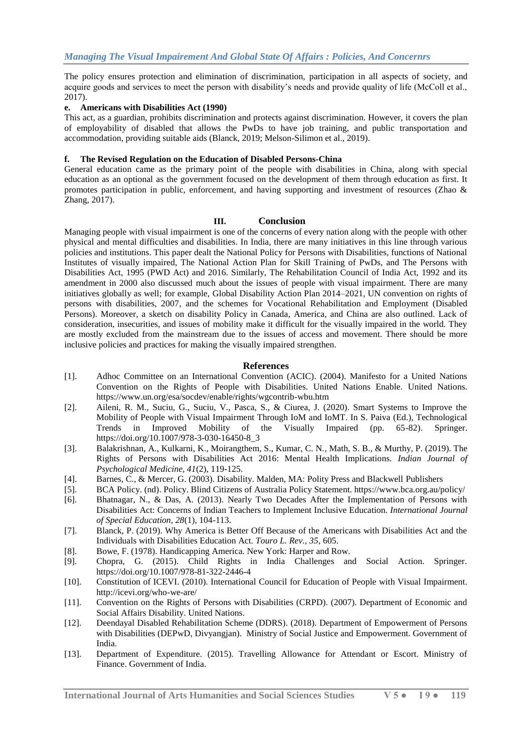The policy ensures protection and elimination of discrimination, participation in all aspects of society, and acquire goods and services to meet the person with disability's needs and provide quality of life (McColl et al., 2017).

#### e. Americans with Disabilities Act (1990)

This act, as a guardian, prohibits discrimination and protects against discrimination. However, it covers the plan of employability of disabled that allows the PwDs to have job training, and public transportation and accommodation, providing suitable aids (Blanck, 2019; Melson-Silimon et al., 2019).

#### f. The Revised Regulation on the Education of Disabled Persons-China

General education came as the primary point of the people with disabilities in China, along with special education as an optional as the government focused on the development of them through education as first. It promotes participation in public, enforcement, and having supporting and investment of resources (Zhao & Zhang, 2017).

## III. Conclusion

Managing people with visual impairment is one of the concerns of every nation along with the people with other physical and mental difficulties and disabilities. In India, there are many initiatives in this line through various policies and institutions. This paper dealt the National Policy for Persons with Disabilities, functions of National Institutes of visually impaired, The National Action Plan for Skill Training of PwDs, and The Persons with Disabilities Act, 1995 (PWD Act) and 2016. Similarly, The Rehabilitation Council of India Act, 1992 and its amendment in 2000 also discussed much about the issues of people with visual impairment. There are many initiatives globally as well; for example, Global Disability Action Plan 2014–2021, UN convention on rights of persons with disabilities, 2007, and the schemes for Vocational Rehabilitation and Employment (Disabled Persons). Moreover, a sketch on disability Policy in Canada, America, and China are also outlined. Lack of consideration, insecurities, and issues of mobility make it difficult for the visually impaired in the world. They are mostly excluded from the mainstream due to the issues of access and movement. There should be more inclusive policies and practices for making the visually impaired strengthen.

## References

[1]. Adhoc Committee on an International Convention (ACIC). (2004). Manifesto for a United Nations Convention on the Rights of People with Disabilities. United Nations Enable. United Nations. https://www.un.org/esa/socdev/enable/rights/wgcontrib-wbu.htm

[2]. Aileni, R. M., Suciu, G., Suciu, V., Pasca, S., & Ciurea, J. (2020). Smart Systems to Improve the Mobility of People with Visual Impairment Through IoM and IoMT. In S. Paiva (Ed.), Technological Trends in Improved Mobility of the Visually Impaired (pp. 65-82). Springer. https://doi.org/10.1007/978-3-030-16450-8_3

[3]. Balakrishnan, A., Kulkarni, K., Moirangthem, S., Kumar, C. N., Math, S. B., & Murthy, P. (2019). The Rights of Persons with Disabilities Act 2016: Mental Health Implications. *Indian Journal of Psychological Medicine*, *41*(2), 119-125.

[4]. Barnes, C., & Mercer, G. (2003). Disability. Malden, MA: Polity Press and Blackwell Publishers

[5]. BCA Policy. (nd). Policy. Blind Citizens of Australia Policy Statement. https://www.bca.org.au/policy/

[6]. Bhatnagar, N., & Das, A. (2013). Nearly Two Decades After the Implementation of Persons with Disabilities Act: Concerns of Indian Teachers to Implement Inclusive Education. *International Journal of Special Education*, *28*(1), 104-113.

[7]. Blanck, P. (2019). Why America is Better Off Because of the Americans with Disabilities Act and the Individuals with Disabilities Education Act. *Touro L. Rev.*, *35*, 605.

[8]. Bowe, F. (1978). Handicapping America. New York: Harper and Row.

[9]. Chopra, G. (2015). Child Rights in India Challenges and Social Action. Springer. https://doi.org/10.1007/978-81-322-2446-4

[10]. Constitution of ICEVI. (2010). International Council for Education of People with Visual Impairment. http://icevi.org/who-we-are/

[11]. Convention on the Rights of Persons with Disabilities (CRPD). (2007). Department of Economic and Social Affairs Disability. United Nations.

[12]. Deendayal Disabled Rehabilitation Scheme (DDRS). (2018). Department of Empowerment of Persons with Disabilities (DEPwD, Divyangjan). Ministry of Social Justice and Empowerment. Government of India.

[13]. Department of Expenditure. (2015). Travelling Allowance for Attendant or Escort. Ministry of Finance. Government of India.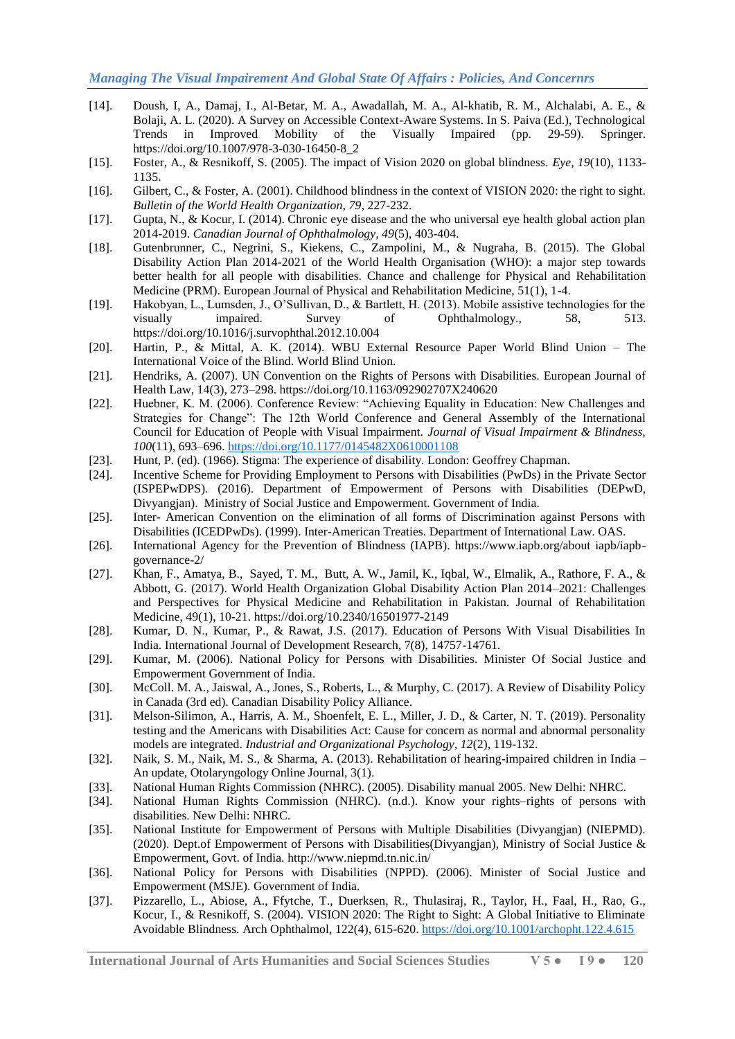- [14]. Doush, I, A., Damaj, I., Al-Betar, M. A., Awadallah, M. A., Al-khatib, R. M., Alchalabi, A. E., & Bolaji, A. L. (2020). A Survey on Accessible Context-Aware Systems. In S. Paiva (Ed.), Technological Trends in Improved Mobility of the Visually Impaired (pp. 29-59). Springer. https://doi.org/10.1007/978-3-030-16450-8_2
- [15]. Foster, A., & Resnikoff, S. (2005). The impact of Vision 2020 on global blindness. *Eye, 19*(10), 1133-1135.
- [16]. Gilbert, C., & Foster, A. (2001). Childhood blindness in the context of VISION 2020: the right to sight. *Bulletin of the World Health Organization, 79*, 227-232.
- [17]. Gupta, N., & Kocur, I. (2014). Chronic eye disease and the who universal eye health global action plan 2014-2019. *Canadian Journal of Ophthalmology, 49*(5), 403-404.
- [18]. Gutenbrunner, C., Negrini, S., Kiekens, C., Zampolini, M., & Nugraha, B. (2015). The Global Disability Action Plan 2014-2021 of the World Health Organisation (WHO): a major step towards better health for all people with disabilities. Chance and challenge for Physical and Rehabilitation Medicine (PRM). European Journal of Physical and Rehabilitation Medicine, 51(1), 1-4.
- [19]. Hakobyan, L., Lumsden, J., O'Sullivan, D., & Bartlett, H. (2013). Mobile assistive technologies for the visually impaired. Survey of Ophthalmology., 58, 513. https://doi.org/10.1016/j.survophthal.2012.10.004
- [20]. Hartin, P., & Mittal, A. K. (2014). WBU External Resource Paper World Blind Union – The International Voice of the Blind. World Blind Union.
- [21]. Hendriks, A. (2007). UN Convention on the Rights of Persons with Disabilities. European Journal of Health Law, 14(3), 273–298. https://doi.org/10.1163/092902707X240620
- [22]. Huebner, K. M. (2006). Conference Review: "Achieving Equality in Education: New Challenges and Strategies for Change": The 12th World Conference and General Assembly of the International Council for Education of People with Visual Impairment. *Journal of Visual Impairment & Blindness, 100*(11), 693–696. https://doi.org/10.1177/0145482X0610001108
- [23]. Hunt, P. (ed). (1966). Stigma: The experience of disability. London: Geoffrey Chapman.
- [24]. Incentive Scheme for Providing Employment to Persons with Disabilities (PwDs) in the Private Sector (ISPEPwDPS). (2016). Department of Empowerment of Persons with Disabilities (DEPwD, Divyangjan). Ministry of Social Justice and Empowerment. Government of India.
- [25]. Inter- American Convention on the elimination of all forms of Discrimination against Persons with Disabilities (ICEDPwDs). (1999). Inter-American Treaties. Department of International Law. OAS.
- [26]. International Agency for the Prevention of Blindness (IAPB). https://www.iapb.org/about iapb/iapb-governance-2/
- [27]. Khan, F., Amatya, B., Sayed, T. M., Butt, A. W., Jamil, K., Iqbal, W., Elmalik, A., Rathore, F. A., & Abbott, G. (2017). World Health Organization Global Disability Action Plan 2014–2021: Challenges and Perspectives for Physical Medicine and Rehabilitation in Pakistan. Journal of Rehabilitation Medicine, 49(1), 10-21. https://doi.org/10.2340/16501977-2149
- [28]. Kumar, D. N., Kumar, P., & Rawat, J.S. (2017). Education of Persons With Visual Disabilities In India. International Journal of Development Research, 7(8), 14757-14761.
- [29]. Kumar, M. (2006). National Policy for Persons with Disabilities. Minister Of Social Justice and Empowerment Government of India.
- [30]. McColl. M. A., Jaiswal, A., Jones, S., Roberts, L., & Murphy, C. (2017). A Review of Disability Policy in Canada (3rd ed). Canadian Disability Policy Alliance.
- [31]. Melson-Silimon, A., Harris, A. M., Shoenfelt, E. L., Miller, J. D., & Carter, N. T. (2019). Personality testing and the Americans with Disabilities Act: Cause for concern as normal and abnormal personality models are integrated. *Industrial and Organizational Psychology, 12*(2), 119-132.
- [32]. Naik, S. M., Naik, M. S., & Sharma, A. (2013). Rehabilitation of hearing-impaired children in India – An update, Otolaryngology Online Journal, 3(1).
- [33]. National Human Rights Commission (NHRC). (2005). Disability manual 2005. New Delhi: NHRC.
- [34]. National Human Rights Commission (NHRC). (n.d.). Know your rights–rights of persons with disabilities. New Delhi: NHRC.
- [35]. National Institute for Empowerment of Persons with Multiple Disabilities (Divyangjan) (NIEPMD). (2020). Dept.of Empowerment of Persons with Disabilities(Divyangjan), Ministry of Social Justice & Empowerment, Govt. of India. http://www.niepmd.tn.nic.in/
- [36]. National Policy for Persons with Disabilities (NPPD). (2006). Minister of Social Justice and Empowerment (MSJE). Government of India.
- [37]. Pizzarello, L., Abiose, A., Ffytche, T., Duerksen, R., Thulasiraj, R., Taylor, H., Faal, H., Rao, G., Kocur, I., & Resnikoff, S. (2004). VISION 2020: The Right to Sight: A Global Initiative to Eliminate Avoidable Blindness. Arch Ophthalmol, 122(4), 615-620. https://doi.org/10.1001/archopht.122.4.615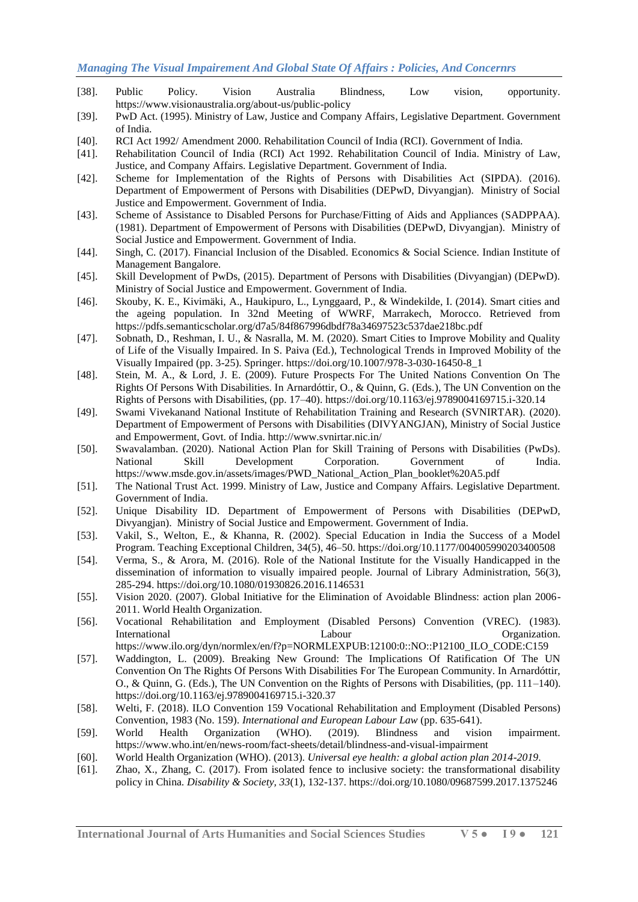[38]. Public Policy. Vision Australia Blindness, Low vision, opportunity. https://www.visionaustralia.org/about-us/public-policy

[39]. PwD Act. (1995). Ministry of Law, Justice and Company Affairs, Legislative Department. Government of India.

[40]. RCI Act 1992/ Amendment 2000. Rehabilitation Council of India (RCI). Government of India.

[41]. Rehabilitation Council of India (RCI) Act 1992. Rehabilitation Council of India. Ministry of Law, Justice, and Company Affairs. Legislative Department. Government of India.

[42]. Scheme for Implementation of the Rights of Persons with Disabilities Act (SIPDA). (2016). Department of Empowerment of Persons with Disabilities (DEPwD, Divyangjan). Ministry of Social Justice and Empowerment. Government of India.

[43]. Scheme of Assistance to Disabled Persons for Purchase/Fitting of Aids and Appliances (SADPPAA). (1981). Department of Empowerment of Persons with Disabilities (DEPwD, Divyangjan). Ministry of Social Justice and Empowerment. Government of India.

[44]. Singh, C. (2017). Financial Inclusion of the Disabled. Economics & Social Science. Indian Institute of Management Bangalore.

[45]. Skill Development of PwDs, (2015). Department of Persons with Disabilities (Divyangjan) (DEPwD). Ministry of Social Justice and Empowerment. Government of India.

[46]. Skouby, K. E., Kivimäki, A., Haukipuro, L., Lynggaard, P., & Windekilde, I. (2014). Smart cities and the ageing population. In 32nd Meeting of WWRF, Marrakech, Morocco. Retrieved from https://pdfs.semanticscholar.org/d7a5/84f867996dbdf78a34697523c537dae218bc.pdf

[47]. Sobnath, D., Reshman, I. U., & Nasralla, M. M. (2020). Smart Cities to Improve Mobility and Quality of Life of the Visually Impaired. In S. Paiva (Ed.), Technological Trends in Improved Mobility of the Visually Impaired (pp. 3-25). Springer. https://doi.org/10.1007/978-3-030-16450-8_1

[48]. Stein, M. A., & Lord, J. E. (2009). Future Prospects For The United Nations Convention On The Rights Of Persons With Disabilities. In Arnardóttir, O., & Quinn, G. (Eds.), The UN Convention on the Rights of Persons with Disabilities, (pp. 17–40). https://doi.org/10.1163/ej.9789004169715.i-320.14

[49]. Swami Vivekanand National Institute of Rehabilitation Training and Research (SVNIRTAR). (2020). Department of Empowerment of Persons with Disabilities (DIVYANGJAN), Ministry of Social Justice and Empowerment, Govt. of India. http://www.svnirtar.nic.in/

[50]. Swavalamban. (2020). National Action Plan for Skill Training of Persons with Disabilities (PwDs). National Skill Development Corporation. Government of India. https://www.msde.gov.in/assets/images/PWD_National_Action_Plan_booklet%20A5.pdf

[51]. The National Trust Act. 1999. Ministry of Law, Justice and Company Affairs. Legislative Department. Government of India.

[52]. Unique Disability ID. Department of Empowerment of Persons with Disabilities (DEPwD, Divyangjan). Ministry of Social Justice and Empowerment. Government of India.

[53]. Vakil, S., Welton, E., & Khanna, R. (2002). Special Education in India the Success of a Model Program. Teaching Exceptional Children, 34(5), 46–50. https://doi.org/10.1177/004005990203400508

[54]. Verma, S., & Arora, M. (2016). Role of the National Institute for the Visually Handicapped in the dissemination of information to visually impaired people. Journal of Library Administration, 56(3), 285-294. https://doi.org/10.1080/01930826.2016.1146531

[55]. Vision 2020. (2007). Global Initiative for the Elimination of Avoidable Blindness: action plan 2006-2011. World Health Organization.

[56]. Vocational Rehabilitation and Employment (Disabled Persons) Convention (VREC). (1983). International Labour Organization. https://www.ilo.org/dyn/normlex/en/f?p=NORMLEXPUB:12100:0::NO::P12100_ILO_CODE:C159

[57]. Waddington, L. (2009). Breaking New Ground: The Implications Of Ratification Of The UN Convention On The Rights Of Persons With Disabilities For The European Community. In Arnardóttir, O., & Quinn, G. (Eds.), The UN Convention on the Rights of Persons with Disabilities, (pp. 111–140). https://doi.org/10.1163/ej.9789004169715.i-320.37

[58]. Welti, F. (2018). ILO Convention 159 Vocational Rehabilitation and Employment (Disabled Persons) Convention, 1983 (No. 159). *International and European Labour Law* (pp. 635-641).

[59]. World Health Organization (WHO). (2019). Blindness and vision impairment. https://www.who.int/en/news-room/fact-sheets/detail/blindness-and-visual-impairment

[60]. World Health Organization (WHO). (2013). *Universal eye health: a global action plan 2014-2019*.

[61]. Zhao, X., Zhang, C. (2017). From isolated fence to inclusive society: the transformational disability policy in China. *Disability & Society, 33*(1), 132-137. https://doi.org/10.1080/09687599.2017.1375246